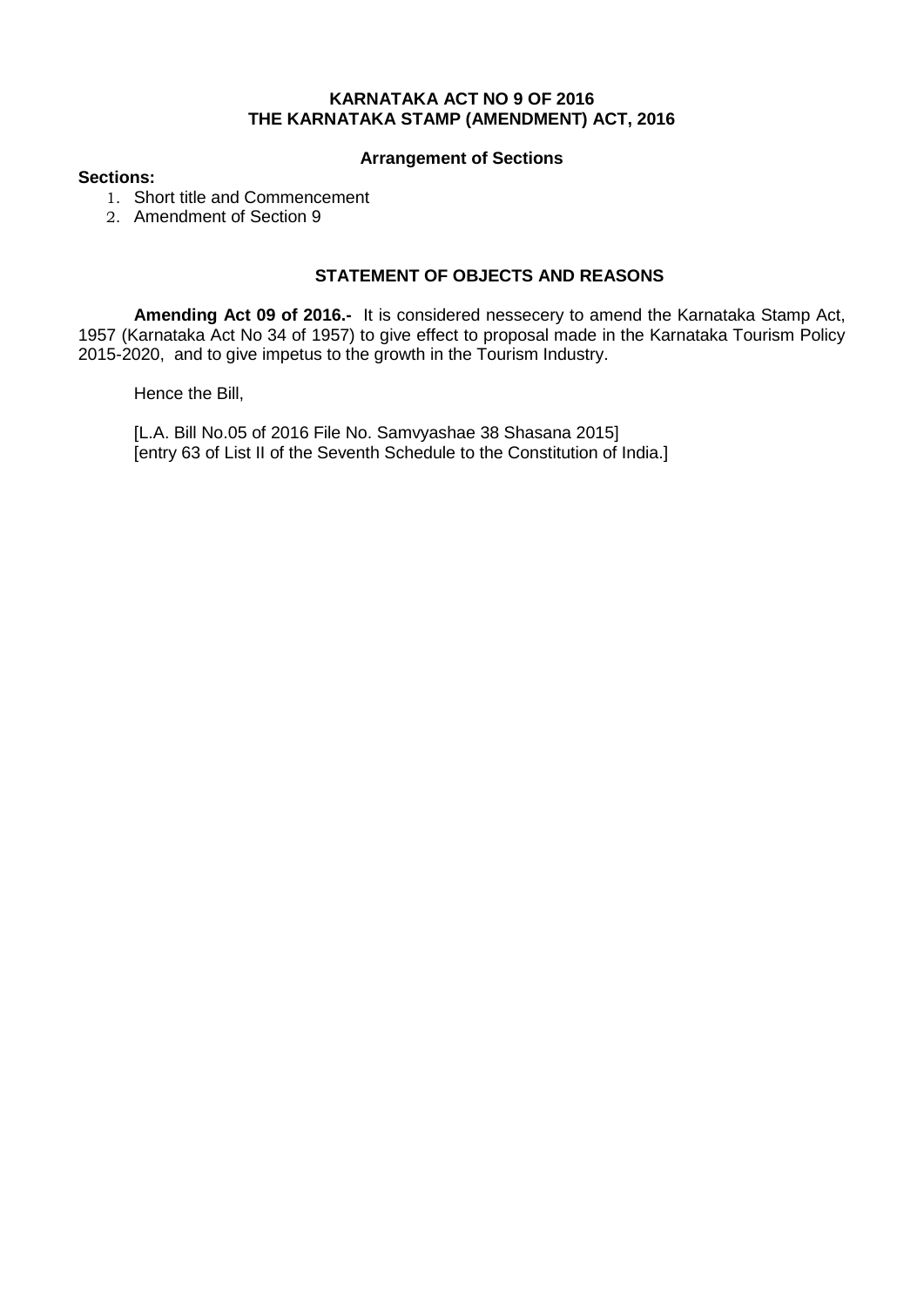# KARNATAKA ACT NO 9 OF 2016
# THE KARNATAKA STAMP (AMENDMENT) ACT, 2016

### Arrangement of Sections

**Sections:**

1. Short title and Commencement
2. Amendment of Section 9

### STATEMENT OF OBJECTS AND REASONS

**Amending Act 09 of 2016.-** It is considered nessecery to amend the Karnataka Stamp Act, 1957 (Karnataka Act No 34 of 1957) to give effect to proposal made in the Karnataka Tourism Policy 2015-2020, and to give impetus to the growth in the Tourism Industry.

Hence the Bill,

[L.A. Bill No.05 of 2016 File No. Samvyashae 38 Shasana 2015]
[entry 63 of List II of the Seventh Schedule to the Constitution of India.]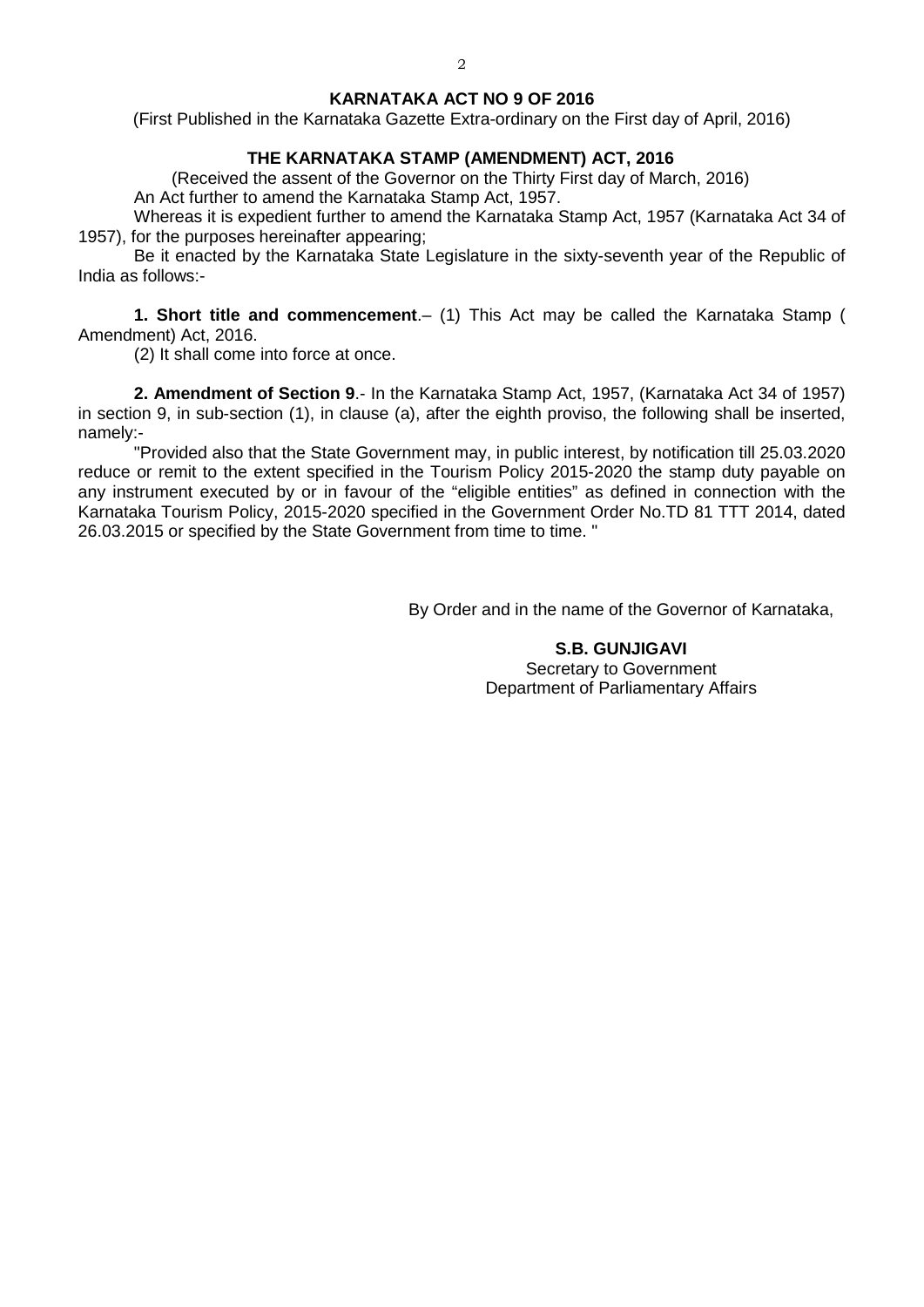## KARNATAKA ACT NO 9 OF 2016

(First Published in the Karnataka Gazette Extra-ordinary on the First day of April, 2016)

## THE KARNATAKA STAMP (AMENDMENT) ACT, 2016

(Received the assent of the Governor on the Thirty First day of March, 2016)

An Act further to amend the Karnataka Stamp Act, 1957.

Whereas it is expedient further to amend the Karnataka Stamp Act, 1957 (Karnataka Act 34 of 1957), for the purposes hereinafter appearing;

Be it enacted by the Karnataka State Legislature in the sixty-seventh year of the Republic of India as follows:-

**1. Short title and commencement**.– (1) This Act may be called the Karnataka Stamp ( Amendment) Act, 2016.

(2) It shall come into force at once.

**2. Amendment of Section 9**.- In the Karnataka Stamp Act, 1957, (Karnataka Act 34 of 1957) in section 9, in sub-section (1), in clause (a), after the eighth proviso, the following shall be inserted, namely:-

"Provided also that the State Government may, in public interest, by notification till 25.03.2020 reduce or remit to the extent specified in the Tourism Policy 2015-2020 the stamp duty payable on any instrument executed by or in favour of the "eligible entities" as defined in connection with the Karnataka Tourism Policy, 2015-2020 specified in the Government Order No.TD 81 TTT 2014, dated 26.03.2015 or specified by the State Government from time to time. "

By Order and in the name of the Governor of Karnataka,

**S.B. GUNJIGAVI**
Secretary to Government
Department of Parliamentary Affairs